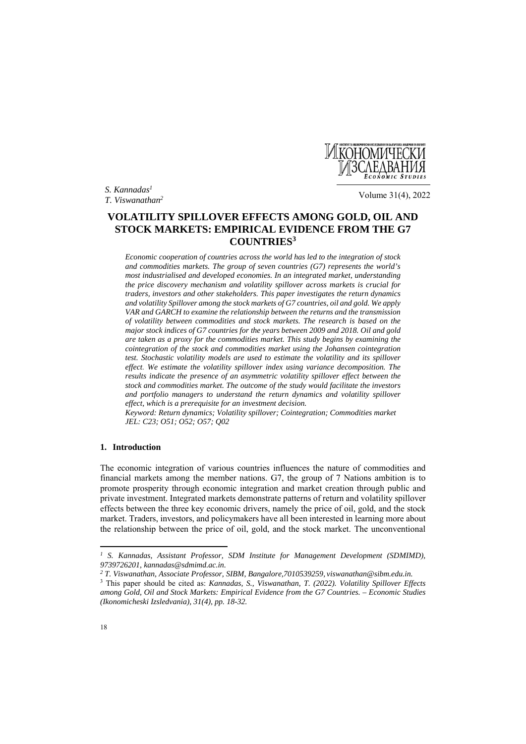S. Kannadas[1]
T. Viswanathan[2]

# VOLATILITY SPILLOVER EFFECTS AMONG GOLD, OIL AND STOCK MARKETS: EMPIRICAL EVIDENCE FROM THE G7 COUNTRIES[3]

*Economic cooperation of countries across the world has led to the integration of stock and commodities markets. The group of seven countries (G7) represents the world's most industrialised and developed economies. In an integrated market, understanding the price discovery mechanism and volatility spillover across markets is crucial for traders, investors and other stakeholders. This paper investigates the return dynamics and volatility Spillover among the stock markets of G7 countries, oil and gold. We apply VAR and GARCH to examine the relationship between the returns and the transmission of volatility between commodities and stock markets. The research is based on the major stock indices of G7 countries for the years between 2009 and 2018. Oil and gold are taken as a proxy for the commodities market. This study begins by examining the cointegration of the stock and commodities market using the Johansen cointegration test. Stochastic volatility models are used to estimate the volatility and its spillover effect. We estimate the volatility spillover index using variance decomposition. The results indicate the presence of an asymmetric volatility spillover effect between the stock and commodities market. The outcome of the study would facilitate the investors and portfolio managers to understand the return dynamics and volatility spillover effect, which is a prerequisite for an investment decision.*

*Keyword: Return dynamics; Volatility spillover; Cointegration; Commodities market*

*JEL: C23; O51; O52; O57; Q02*

## 1. Introduction

The economic integration of various countries influences the nature of commodities and financial markets among the member nations. G7, the group of 7 Nations ambition is to promote prosperity through economic integration and market creation through public and private investment. Integrated markets demonstrate patterns of return and volatility spillover effects between the three key economic drivers, namely the price of oil, gold, and the stock market. Traders, investors, and policymakers have all been interested in learning more about the relationship between the price of oil, gold, and the stock market. The unconventional

---

[1] *S. Kannadas, Assistant Professor, SDM Institute for Management Development (SDMIMD), 9739726201, kannadas@sdmimd.ac.in.*

[2] *T. Viswanathan, Associate Professor, SIBM, Bangalore,7010539259, viswanathan@sibm.edu.in.*

[3] This paper should be cited as: *Kannadas, S., Viswanathan, T. (2022). Volatility Spillover Effects among Gold, Oil and Stock Markets: Empirical Evidence from the G7 Countries. – Economic Studies (Ikonomicheski Izsledvania), 31(4), pp. 18-32.*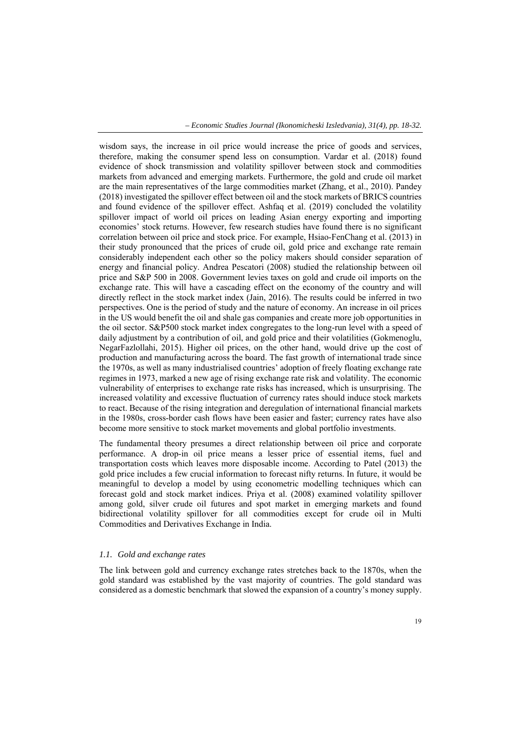wisdom says, the increase in oil price would increase the price of goods and services, therefore, making the consumer spend less on consumption. Vardar et al. (2018) found evidence of shock transmission and volatility spillover between stock and commodities markets from advanced and emerging markets. Furthermore, the gold and crude oil market are the main representatives of the large commodities market (Zhang, et al., 2010). Pandey (2018) investigated the spillover effect between oil and the stock markets of BRICS countries and found evidence of the spillover effect. Ashfaq et al. (2019) concluded the volatility spillover impact of world oil prices on leading Asian energy exporting and importing economies' stock returns. However, few research studies have found there is no significant correlation between oil price and stock price. For example, Hsiao-FenChang et al. (2013) in their study pronounced that the prices of crude oil, gold price and exchange rate remain considerably independent each other so the policy makers should consider separation of energy and financial policy. Andrea Pescatori (2008) studied the relationship between oil price and S&P 500 in 2008. Government levies taxes on gold and crude oil imports on the exchange rate. This will have a cascading effect on the economy of the country and will directly reflect in the stock market index (Jain, 2016). The results could be inferred in two perspectives. One is the period of study and the nature of economy. An increase in oil prices in the US would benefit the oil and shale gas companies and create more job opportunities in the oil sector. S&P500 stock market index congregates to the long-run level with a speed of daily adjustment by a contribution of oil, and gold price and their volatilities (Gokmenoglu, NegarFazlollahi, 2015). Higher oil prices, on the other hand, would drive up the cost of production and manufacturing across the board. The fast growth of international trade since the 1970s, as well as many industrialised countries' adoption of freely floating exchange rate regimes in 1973, marked a new age of rising exchange rate risk and volatility. The economic vulnerability of enterprises to exchange rate risks has increased, which is unsurprising. The increased volatility and excessive fluctuation of currency rates should induce stock markets to react. Because of the rising integration and deregulation of international financial markets in the 1980s, cross-border cash flows have been easier and faster; currency rates have also become more sensitive to stock market movements and global portfolio investments.

The fundamental theory presumes a direct relationship between oil price and corporate performance. A drop-in oil price means a lesser price of essential items, fuel and transportation costs which leaves more disposable income. According to Patel (2013) the gold price includes a few crucial information to forecast nifty returns. In future, it would be meaningful to develop a model by using econometric modelling techniques which can forecast gold and stock market indices. Priya et al. (2008) examined volatility spillover among gold, silver crude oil futures and spot market in emerging markets and found bidirectional volatility spillover for all commodities except for crude oil in Multi Commodities and Derivatives Exchange in India.

### *1.1. Gold and exchange rates*

The link between gold and currency exchange rates stretches back to the 1870s, when the gold standard was established by the vast majority of countries. The gold standard was considered as a domestic benchmark that slowed the expansion of a country's money supply.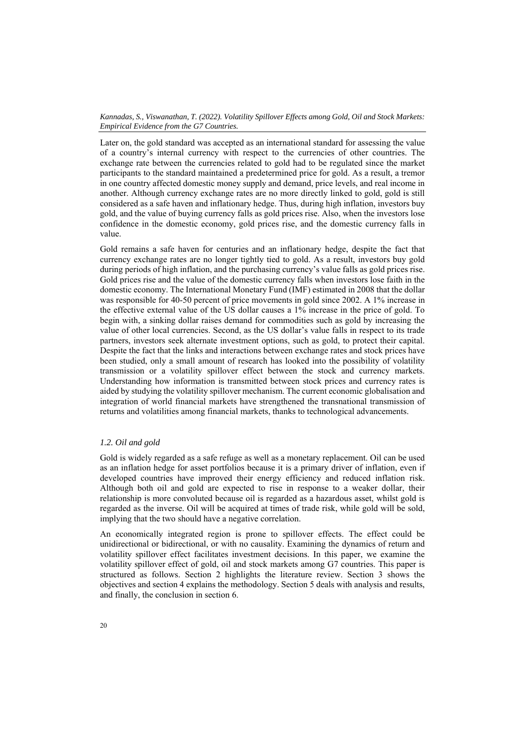Later on, the gold standard was accepted as an international standard for assessing the value of a country's internal currency with respect to the currencies of other countries. The exchange rate between the currencies related to gold had to be regulated since the market participants to the standard maintained a predetermined price for gold. As a result, a tremor in one country affected domestic money supply and demand, price levels, and real income in another. Although currency exchange rates are no more directly linked to gold, gold is still considered as a safe haven and inflationary hedge. Thus, during high inflation, investors buy gold, and the value of buying currency falls as gold prices rise. Also, when the investors lose confidence in the domestic economy, gold prices rise, and the domestic currency falls in value.

Gold remains a safe haven for centuries and an inflationary hedge, despite the fact that currency exchange rates are no longer tightly tied to gold. As a result, investors buy gold during periods of high inflation, and the purchasing currency's value falls as gold prices rise. Gold prices rise and the value of the domestic currency falls when investors lose faith in the domestic economy. The International Monetary Fund (IMF) estimated in 2008 that the dollar was responsible for 40-50 percent of price movements in gold since 2002. A 1% increase in the effective external value of the US dollar causes a 1% increase in the price of gold. To begin with, a sinking dollar raises demand for commodities such as gold by increasing the value of other local currencies. Second, as the US dollar's value falls in respect to its trade partners, investors seek alternate investment options, such as gold, to protect their capital. Despite the fact that the links and interactions between exchange rates and stock prices have been studied, only a small amount of research has looked into the possibility of volatility transmission or a volatility spillover effect between the stock and currency markets. Understanding how information is transmitted between stock prices and currency rates is aided by studying the volatility spillover mechanism. The current economic globalisation and integration of world financial markets have strengthened the transnational transmission of returns and volatilities among financial markets, thanks to technological advancements.

### *1.2. Oil and gold*

Gold is widely regarded as a safe refuge as well as a monetary replacement. Oil can be used as an inflation hedge for asset portfolios because it is a primary driver of inflation, even if developed countries have improved their energy efficiency and reduced inflation risk. Although both oil and gold are expected to rise in response to a weaker dollar, their relationship is more convoluted because oil is regarded as a hazardous asset, whilst gold is regarded as the inverse. Oil will be acquired at times of trade risk, while gold will be sold, implying that the two should have a negative correlation.

An economically integrated region is prone to spillover effects. The effect could be unidirectional or bidirectional, or with no causality. Examining the dynamics of return and volatility spillover effect facilitates investment decisions. In this paper, we examine the volatility spillover effect of gold, oil and stock markets among G7 countries. This paper is structured as follows. Section 2 highlights the literature review. Section 3 shows the objectives and section 4 explains the methodology. Section 5 deals with analysis and results, and finally, the conclusion in section 6.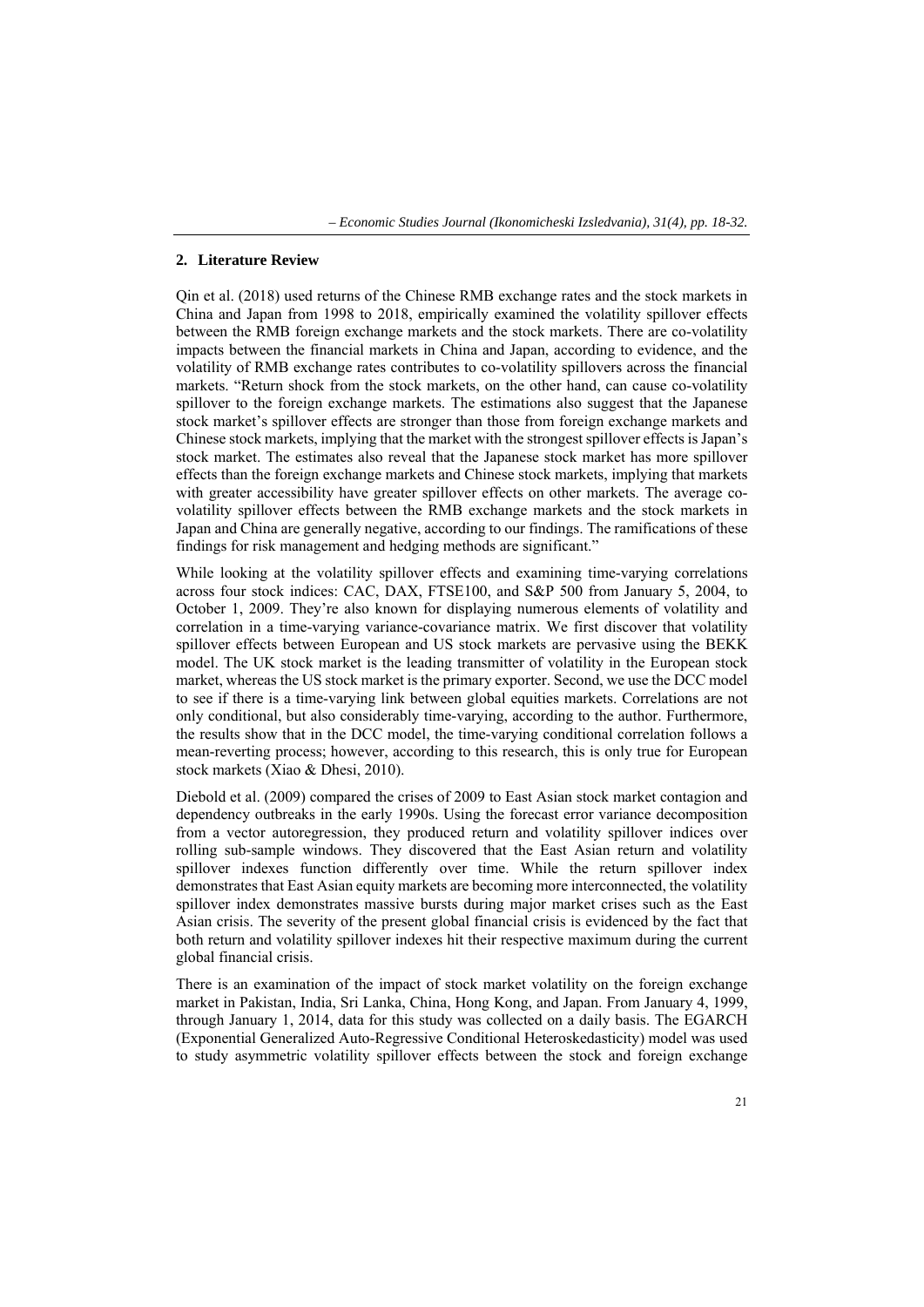## 2. Literature Review

Qin et al. (2018) used returns of the Chinese RMB exchange rates and the stock markets in China and Japan from 1998 to 2018, empirically examined the volatility spillover effects between the RMB foreign exchange markets and the stock markets. There are co-volatility impacts between the financial markets in China and Japan, according to evidence, and the volatility of RMB exchange rates contributes to co-volatility spillovers across the financial markets. "Return shock from the stock markets, on the other hand, can cause co-volatility spillover to the foreign exchange markets. The estimations also suggest that the Japanese stock market's spillover effects are stronger than those from foreign exchange markets and Chinese stock markets, implying that the market with the strongest spillover effects is Japan's stock market. The estimates also reveal that the Japanese stock market has more spillover effects than the foreign exchange markets and Chinese stock markets, implying that markets with greater accessibility have greater spillover effects on other markets. The average co-volatility spillover effects between the RMB exchange markets and the stock markets in Japan and China are generally negative, according to our findings. The ramifications of these findings for risk management and hedging methods are significant."

While looking at the volatility spillover effects and examining time-varying correlations across four stock indices: CAC, DAX, FTSE100, and S&P 500 from January 5, 2004, to October 1, 2009. They're also known for displaying numerous elements of volatility and correlation in a time-varying variance-covariance matrix. We first discover that volatility spillover effects between European and US stock markets are pervasive using the BEKK model. The UK stock market is the leading transmitter of volatility in the European stock market, whereas the US stock market is the primary exporter. Second, we use the DCC model to see if there is a time-varying link between global equities markets. Correlations are not only conditional, but also considerably time-varying, according to the author. Furthermore, the results show that in the DCC model, the time-varying conditional correlation follows a mean-reverting process; however, according to this research, this is only true for European stock markets (Xiao & Dhesi, 2010).

Diebold et al. (2009) compared the crises of 2009 to East Asian stock market contagion and dependency outbreaks in the early 1990s. Using the forecast error variance decomposition from a vector autoregression, they produced return and volatility spillover indices over rolling sub-sample windows. They discovered that the East Asian return and volatility spillover indexes function differently over time. While the return spillover index demonstrates that East Asian equity markets are becoming more interconnected, the volatility spillover index demonstrates massive bursts during major market crises such as the East Asian crisis. The severity of the present global financial crisis is evidenced by the fact that both return and volatility spillover indexes hit their respective maximum during the current global financial crisis.

There is an examination of the impact of stock market volatility on the foreign exchange market in Pakistan, India, Sri Lanka, China, Hong Kong, and Japan. From January 4, 1999, through January 1, 2014, data for this study was collected on a daily basis. The EGARCH (Exponential Generalized Auto-Regressive Conditional Heteroskedasticity) model was used to study asymmetric volatility spillover effects between the stock and foreign exchange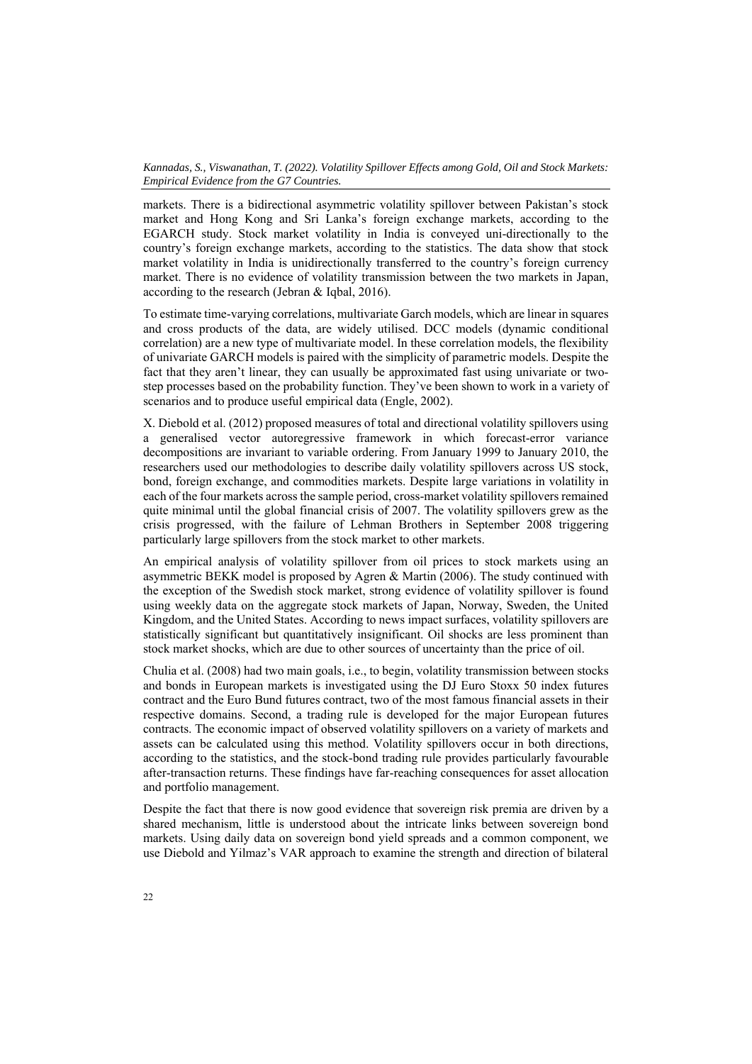markets. There is a bidirectional asymmetric volatility spillover between Pakistan's stock market and Hong Kong and Sri Lanka's foreign exchange markets, according to the EGARCH study. Stock market volatility in India is conveyed uni-directionally to the country's foreign exchange markets, according to the statistics. The data show that stock market volatility in India is unidirectionally transferred to the country's foreign currency market. There is no evidence of volatility transmission between the two markets in Japan, according to the research (Jebran & Iqbal, 2016).

To estimate time-varying correlations, multivariate Garch models, which are linear in squares and cross products of the data, are widely utilised. DCC models (dynamic conditional correlation) are a new type of multivariate model. In these correlation models, the flexibility of univariate GARCH models is paired with the simplicity of parametric models. Despite the fact that they aren't linear, they can usually be approximated fast using univariate or two-step processes based on the probability function. They've been shown to work in a variety of scenarios and to produce useful empirical data (Engle, 2002).

X. Diebold et al. (2012) proposed measures of total and directional volatility spillovers using a generalised vector autoregressive framework in which forecast-error variance decompositions are invariant to variable ordering. From January 1999 to January 2010, the researchers used our methodologies to describe daily volatility spillovers across US stock, bond, foreign exchange, and commodities markets. Despite large variations in volatility in each of the four markets across the sample period, cross-market volatility spillovers remained quite minimal until the global financial crisis of 2007. The volatility spillovers grew as the crisis progressed, with the failure of Lehman Brothers in September 2008 triggering particularly large spillovers from the stock market to other markets.

An empirical analysis of volatility spillover from oil prices to stock markets using an asymmetric BEKK model is proposed by Agren & Martin (2006). The study continued with the exception of the Swedish stock market, strong evidence of volatility spillover is found using weekly data on the aggregate stock markets of Japan, Norway, Sweden, the United Kingdom, and the United States. According to news impact surfaces, volatility spillovers are statistically significant but quantitatively insignificant. Oil shocks are less prominent than stock market shocks, which are due to other sources of uncertainty than the price of oil.

Chulia et al. (2008) had two main goals, i.e., to begin, volatility transmission between stocks and bonds in European markets is investigated using the DJ Euro Stoxx 50 index futures contract and the Euro Bund futures contract, two of the most famous financial assets in their respective domains. Second, a trading rule is developed for the major European futures contracts. The economic impact of observed volatility spillovers on a variety of markets and assets can be calculated using this method. Volatility spillovers occur in both directions, according to the statistics, and the stock-bond trading rule provides particularly favourable after-transaction returns. These findings have far-reaching consequences for asset allocation and portfolio management.

Despite the fact that there is now good evidence that sovereign risk premia are driven by a shared mechanism, little is understood about the intricate links between sovereign bond markets. Using daily data on sovereign bond yield spreads and a common component, we use Diebold and Yilmaz's VAR approach to examine the strength and direction of bilateral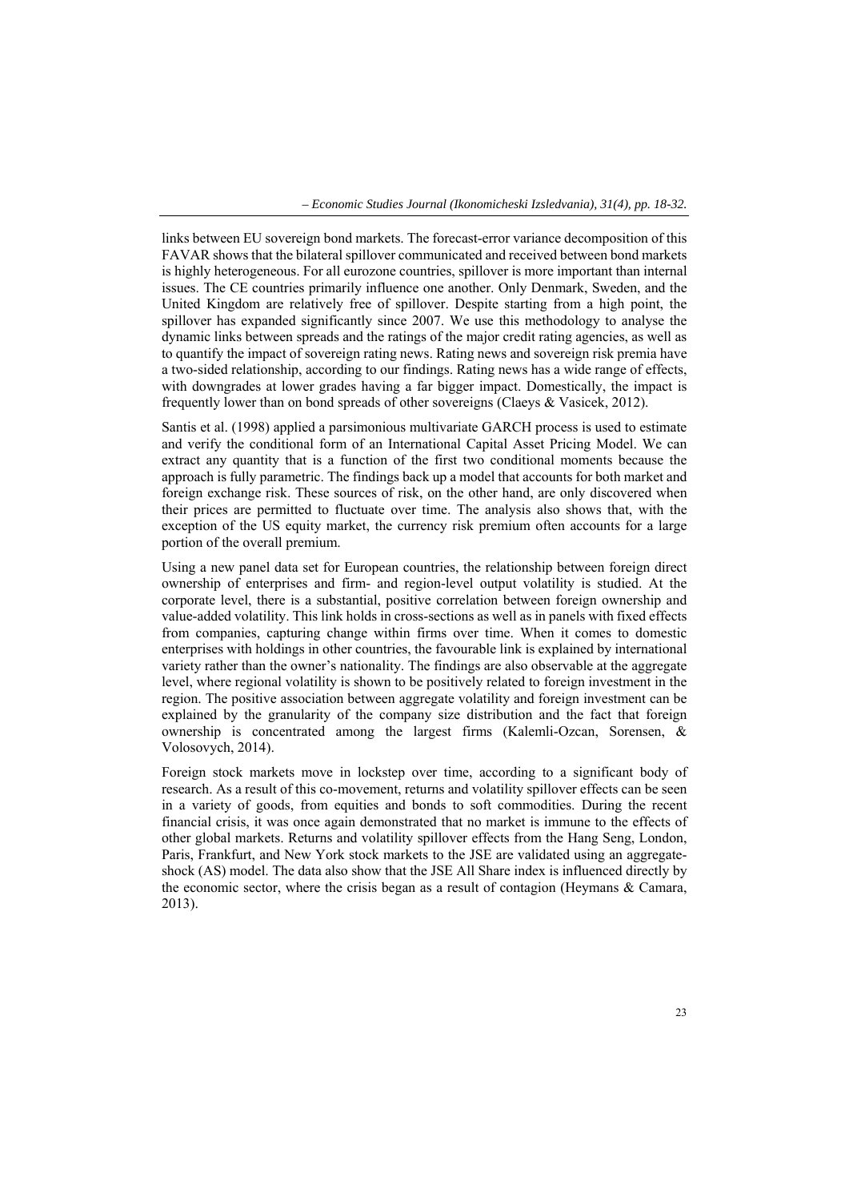links between EU sovereign bond markets. The forecast-error variance decomposition of this FAVAR shows that the bilateral spillover communicated and received between bond markets is highly heterogeneous. For all eurozone countries, spillover is more important than internal issues. The CE countries primarily influence one another. Only Denmark, Sweden, and the United Kingdom are relatively free of spillover. Despite starting from a high point, the spillover has expanded significantly since 2007. We use this methodology to analyse the dynamic links between spreads and the ratings of the major credit rating agencies, as well as to quantify the impact of sovereign rating news. Rating news and sovereign risk premia have a two-sided relationship, according to our findings. Rating news has a wide range of effects, with downgrades at lower grades having a far bigger impact. Domestically, the impact is frequently lower than on bond spreads of other sovereigns (Claeys & Vasicek, 2012).

Santis et al. (1998) applied a parsimonious multivariate GARCH process is used to estimate and verify the conditional form of an International Capital Asset Pricing Model. We can extract any quantity that is a function of the first two conditional moments because the approach is fully parametric. The findings back up a model that accounts for both market and foreign exchange risk. These sources of risk, on the other hand, are only discovered when their prices are permitted to fluctuate over time. The analysis also shows that, with the exception of the US equity market, the currency risk premium often accounts for a large portion of the overall premium.

Using a new panel data set for European countries, the relationship between foreign direct ownership of enterprises and firm- and region-level output volatility is studied. At the corporate level, there is a substantial, positive correlation between foreign ownership and value-added volatility. This link holds in cross-sections as well as in panels with fixed effects from companies, capturing change within firms over time. When it comes to domestic enterprises with holdings in other countries, the favourable link is explained by international variety rather than the owner's nationality. The findings are also observable at the aggregate level, where regional volatility is shown to be positively related to foreign investment in the region. The positive association between aggregate volatility and foreign investment can be explained by the granularity of the company size distribution and the fact that foreign ownership is concentrated among the largest firms (Kalemli-Ozcan, Sorensen, & Volosovych, 2014).

Foreign stock markets move in lockstep over time, according to a significant body of research. As a result of this co-movement, returns and volatility spillover effects can be seen in a variety of goods, from equities and bonds to soft commodities. During the recent financial crisis, it was once again demonstrated that no market is immune to the effects of other global markets. Returns and volatility spillover effects from the Hang Seng, London, Paris, Frankfurt, and New York stock markets to the JSE are validated using an aggregate-shock (AS) model. The data also show that the JSE All Share index is influenced directly by the economic sector, where the crisis began as a result of contagion (Heymans & Camara, 2013).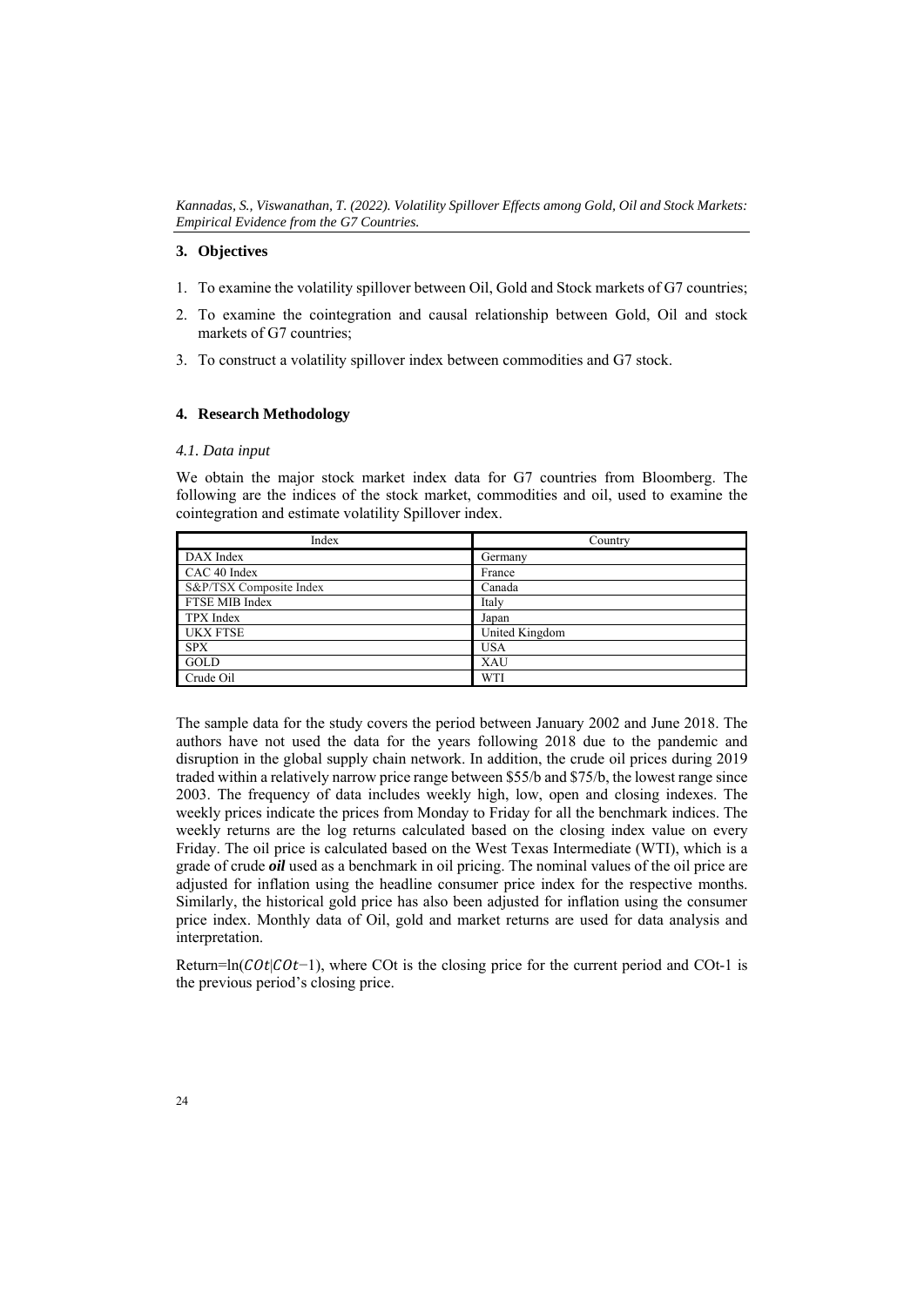## 3. Objectives

1. To examine the volatility spillover between Oil, Gold and Stock markets of G7 countries;
2. To examine the cointegration and causal relationship between Gold, Oil and stock markets of G7 countries;
3. To construct a volatility spillover index between commodities and G7 stock.

## 4. Research Methodology

### *4.1. Data input*

We obtain the major stock market index data for G7 countries from Bloomberg. The following are the indices of the stock market, commodities and oil, used to examine the cointegration and estimate volatility Spillover index.

| Index | Country |
|---|---|
| DAX Index | Germany |
| CAC 40 Index | France |
| S&P/TSX Composite Index | Canada |
| FTSE MIB Index | Italy |
| TPX Index | Japan |
| UKX FTSE | United Kingdom |
| SPX | USA |
| GOLD | XAU |
| Crude Oil | WTI |

The sample data for the study covers the period between January 2002 and June 2018. The authors have not used the data for the years following 2018 due to the pandemic and disruption in the global supply chain network. In addition, the crude oil prices during 2019 traded within a relatively narrow price range between $55/b and $75/b, the lowest range since 2003. The frequency of data includes weekly high, low, open and closing indexes. The weekly prices indicate the prices from Monday to Friday for all the benchmark indices. The weekly returns are the log returns calculated based on the closing index value on every Friday. The oil price is calculated based on the West Texas Intermediate (WTI), which is a grade of crude ***oil*** used as a benchmark in oil pricing. The nominal values of the oil price are adjusted for inflation using the headline consumer price index for the respective months. Similarly, the historical gold price has also been adjusted for inflation using the consumer price index. Monthly data of Oil, gold and market returns are used for data analysis and interpretation.

Return=ln($COt|COt-1$), where COt is the closing price for the current period and COt-1 is the previous period's closing price.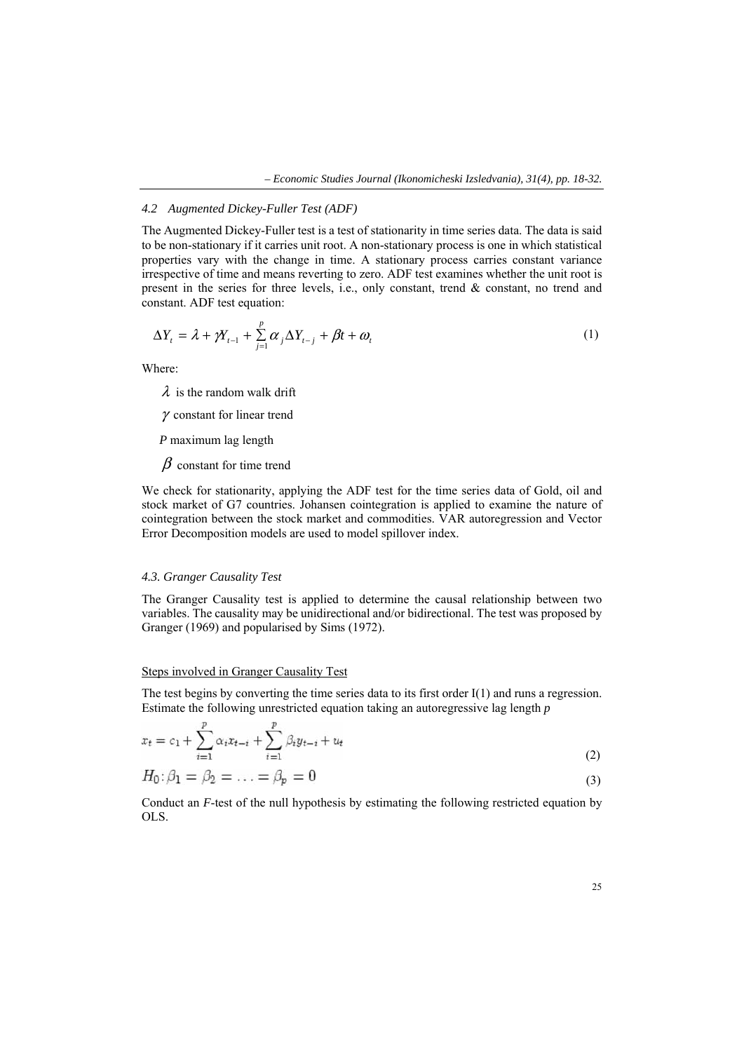### 4.2 Augmented Dickey-Fuller Test (ADF)

The Augmented Dickey-Fuller test is a test of stationarity in time series data. The data is said to be non-stationary if it carries unit root. A non-stationary process is one in which statistical properties vary with the change in time. A stationary process carries constant variance irrespective of time and means reverting to zero. ADF test examines whether the unit root is present in the series for three levels, i.e., only constant, trend & constant, no trend and constant. ADF test equation:

$$\Delta Y_t = \lambda + \gamma Y_{t-1} + \sum_{j=1}^{p} \alpha_j \Delta Y_{t-j} + \beta t + \omega_t \tag{1}$$

Where:

$\lambda$ is the random walk drift

$\gamma$ constant for linear trend

$P$ maximum lag length

$\beta$ constant for time trend

We check for stationarity, applying the ADF test for the time series data of Gold, oil and stock market of G7 countries. Johansen cointegration is applied to examine the nature of cointegration between the stock market and commodities. VAR autoregression and Vector Error Decomposition models are used to model spillover index.

### 4.3. Granger Causality Test

The Granger Causality test is applied to determine the causal relationship between two variables. The causality may be unidirectional and/or bidirectional. The test was proposed by Granger (1969) and popularised by Sims (1972).

Steps involved in Granger Causality Test

The test begins by converting the time series data to its first order I(1) and runs a regression. Estimate the following unrestricted equation taking an autoregressive lag length $p$

$$x_t = c_1 + \sum_{i=1}^{p} \alpha_i x_{t-i} + \sum_{i=1}^{p} \beta_i y_{t-i} + u_t \tag{2}$$

$$H_0: \beta_1 = \beta_2 = \ldots = \beta_p = 0 \tag{3}$$

Conduct an *F*-test of the null hypothesis by estimating the following restricted equation by OLS.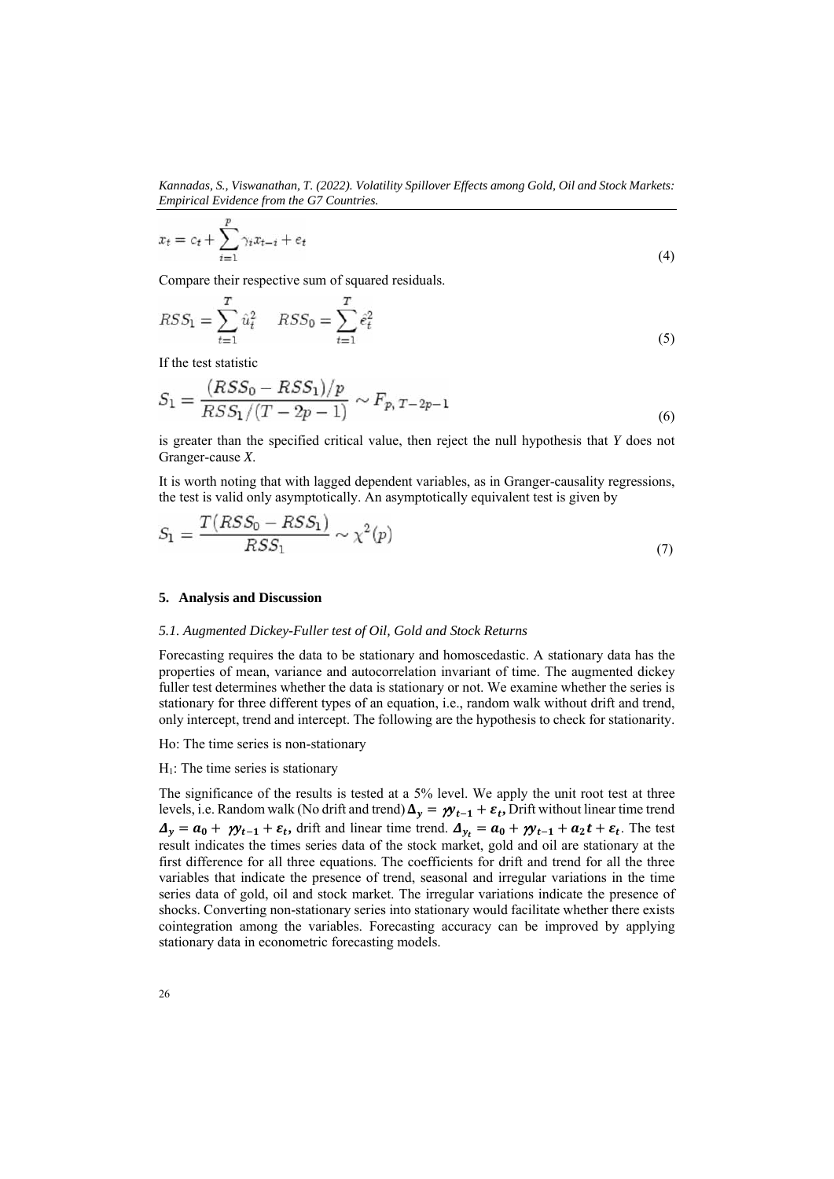$$x_t = c_t + \sum_{i=1}^{p} \gamma_i x_{t-i} + e_t \tag{4}$$

Compare their respective sum of squared residuals.

$$RSS_1 = \sum_{t=1}^{T} \hat{u}_t^2 \quad RSS_0 = \sum_{t=1}^{T} \hat{e}_t^2 \tag{5}$$

If the test statistic

$$S_1 = \frac{(RSS_0 - RSS_1)/p}{RSS_1/(T-2p-1)} \sim F_{p,\,T-2p-1} \tag{6}$$

is greater than the specified critical value, then reject the null hypothesis that *Y* does not Granger-cause *X*.

It is worth noting that with lagged dependent variables, as in Granger-causality regressions, the test is valid only asymptotically. An asymptotically equivalent test is given by

$$S_1 = \frac{T(RSS_0 - RSS_1)}{RSS_1} \sim \chi^2(p) \tag{7}$$

## 5. Analysis and Discussion

### *5.1. Augmented Dickey-Fuller test of Oil, Gold and Stock Returns*

Forecasting requires the data to be stationary and homoscedastic. A stationary data has the properties of mean, variance and autocorrelation invariant of time. The augmented dickey fuller test determines whether the data is stationary or not. We examine whether the series is stationary for three different types of an equation, i.e., random walk without drift and trend, only intercept, trend and intercept. The following are the hypothesis to check for stationarity.

Ho: The time series is non-stationary

$H_1$: The time series is stationary

The significance of the results is tested at a 5% level. We apply the unit root test at three levels, i.e. Random walk (No drift and trend) $\boldsymbol{\Delta_y = \gamma y_{t-1} + \varepsilon_t}$, Drift without linear time trend $\boldsymbol{\Delta_y = a_0 + \gamma y_{t-1} + \varepsilon_t}$, drift and linear time trend. $\boldsymbol{\Delta_{y_t} = a_0 + \gamma y_{t-1} + a_2 t + \varepsilon_t}$. The test result indicates the times series data of the stock market, gold and oil are stationary at the first difference for all three equations. The coefficients for drift and trend for all the three variables that indicate the presence of trend, seasonal and irregular variations in the time series data of gold, oil and stock market. The irregular variations indicate the presence of shocks. Converting non-stationary series into stationary would facilitate whether there exists cointegration among the variables. Forecasting accuracy can be improved by applying stationary data in econometric forecasting models.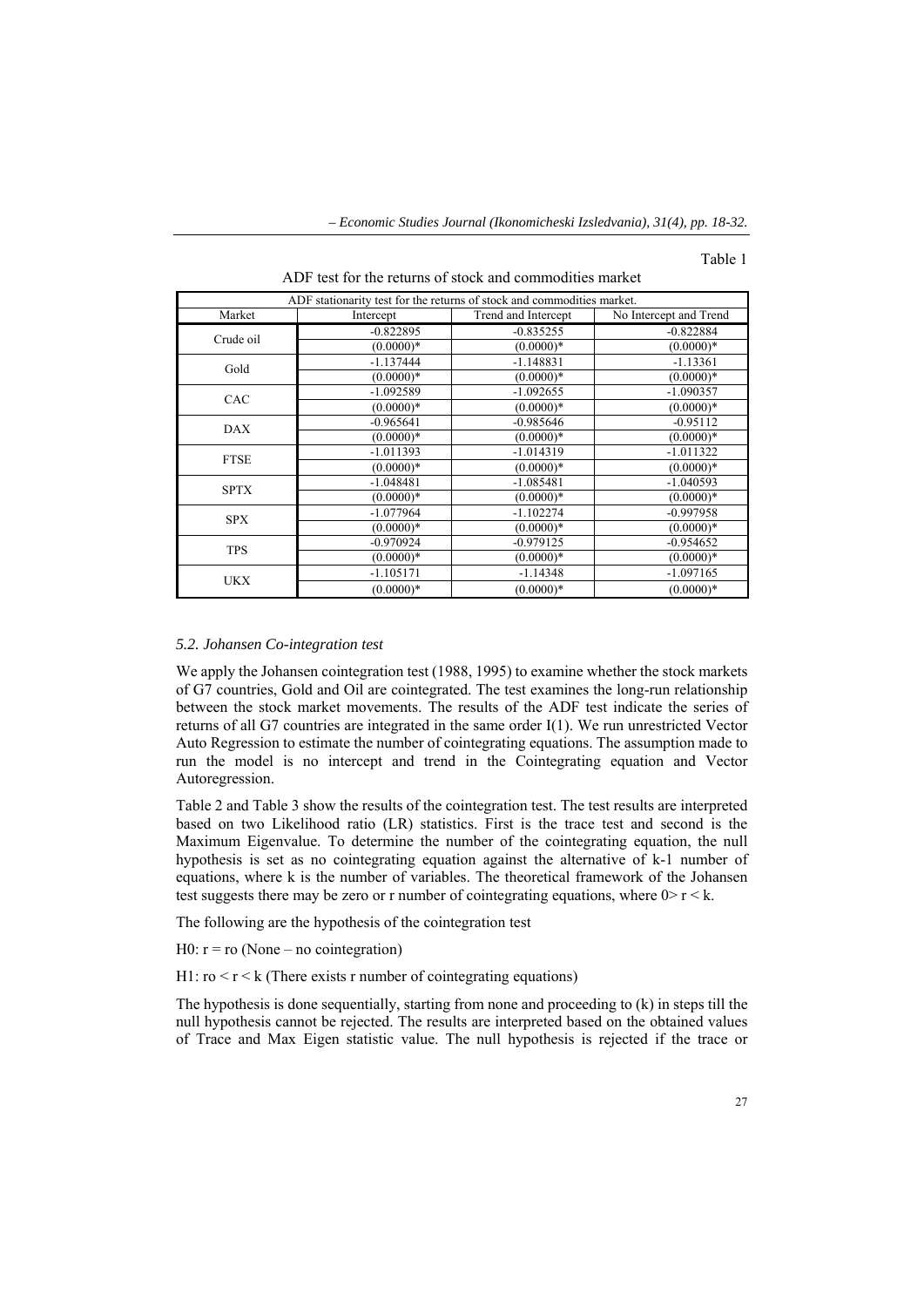Table 1

ADF test for the returns of stock and commodities market

| ADF stationarity test for the returns of stock and commodities market. | | | |
|---|---|---|---|
| Market | Intercept | Trend and Intercept | No Intercept and Trend |
| Crude oil | -0.822895 | -0.835255 | -0.822884 |
| | (0.0000)* | (0.0000)* | (0.0000)* |
| Gold | -1.137444 | -1.148831 | -1.13361 |
| | (0.0000)* | (0.0000)* | (0.0000)* |
| CAC | -1.092589 | -1.092655 | -1.090357 |
| | (0.0000)* | (0.0000)* | (0.0000)* |
| DAX | -0.965641 | -0.985646 | -0.95112 |
| | (0.0000)* | (0.0000)* | (0.0000)* |
| FTSE | -1.011393 | -1.014319 | -1.011322 |
| | (0.0000)* | (0.0000)* | (0.0000)* |
| SPTX | -1.048481 | -1.085481 | -1.040593 |
| | (0.0000)* | (0.0000)* | (0.0000)* |
| SPX | -1.077964 | -1.102274 | -0.997958 |
| | (0.0000)* | (0.0000)* | (0.0000)* |
| TPS | -0.970924 | -0.979125 | -0.954652 |
| | (0.0000)* | (0.0000)* | (0.0000)* |
| UKX | -1.105171 | -1.14348 | -1.097165 |
| | (0.0000)* | (0.0000)* | (0.0000)* |

### *5.2. Johansen Co-integration test*

We apply the Johansen cointegration test (1988, 1995) to examine whether the stock markets of G7 countries, Gold and Oil are cointegrated. The test examines the long-run relationship between the stock market movements. The results of the ADF test indicate the series of returns of all G7 countries are integrated in the same order I(1). We run unrestricted Vector Auto Regression to estimate the number of cointegrating equations. The assumption made to run the model is no intercept and trend in the Cointegrating equation and Vector Autoregression.

Table 2 and Table 3 show the results of the cointegration test. The test results are interpreted based on two Likelihood ratio (LR) statistics. First is the trace test and second is the Maximum Eigenvalue. To determine the number of the cointegrating equation, the null hypothesis is set as no cointegrating equation against the alternative of k-1 number of equations, where k is the number of variables. The theoretical framework of the Johansen test suggests there may be zero or r number of cointegrating equations, where $0 > r < k$.

The following are the hypothesis of the cointegration test

H0: $r = ro$ (None – no cointegration)

H1: $ro < r < k$ (There exists r number of cointegrating equations)

The hypothesis is done sequentially, starting from none and proceeding to (k) in steps till the null hypothesis cannot be rejected. The results are interpreted based on the obtained values of Trace and Max Eigen statistic value. The null hypothesis is rejected if the trace or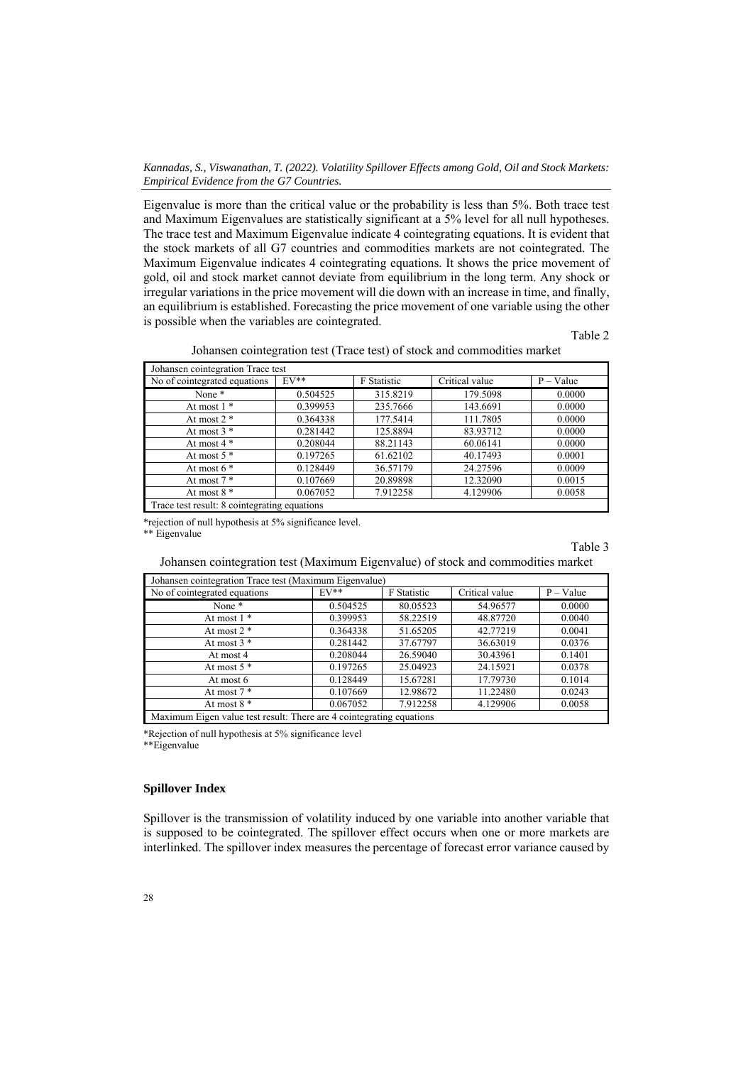Eigenvalue is more than the critical value or the probability is less than 5%. Both trace test and Maximum Eigenvalues are statistically significant at a 5% level for all null hypotheses. The trace test and Maximum Eigenvalue indicate 4 cointegrating equations. It is evident that the stock markets of all G7 countries and commodities markets are not cointegrated. The Maximum Eigenvalue indicates 4 cointegrating equations. It shows the price movement of gold, oil and stock market cannot deviate from equilibrium in the long term. Any shock or irregular variations in the price movement will die down with an increase in time, and finally, an equilibrium is established. Forecasting the price movement of one variable using the other is possible when the variables are cointegrated.

Table 2

Johansen cointegration test (Trace test) of stock and commodities market

| Johansen cointegration Trace test | | | | |
|---|---|---|---|---|
| No of cointegrated equations | EV** | F Statistic | Critical value | P – Value |
| None * | 0.504525 | 315.8219 | 179.5098 | 0.0000 |
| At most 1 * | 0.399953 | 235.7666 | 143.6691 | 0.0000 |
| At most 2 * | 0.364338 | 177.5414 | 111.7805 | 0.0000 |
| At most 3 * | 0.281442 | 125.8894 | 83.93712 | 0.0000 |
| At most 4 * | 0.208044 | 88.21143 | 60.06141 | 0.0000 |
| At most 5 * | 0.197265 | 61.62102 | 40.17493 | 0.0001 |
| At most 6 * | 0.128449 | 36.57179 | 24.27596 | 0.0009 |
| At most 7 * | 0.107669 | 20.89898 | 12.32090 | 0.0015 |
| At most 8 * | 0.067052 | 7.912258 | 4.129906 | 0.0058 |
| Trace test result: 8 cointegrating equations | | | | |

*rejection of null hypothesis at 5% significance level.
** Eigenvalue

Table 3

Johansen cointegration test (Maximum Eigenvalue) of stock and commodities market

| Johansen cointegration Trace test (Maximum Eigenvalue) | | | | |
|---|---|---|---|---|
| No of cointegrated equations | EV** | F Statistic | Critical value | P – Value |
| None * | 0.504525 | 80.05523 | 54.96577 | 0.0000 |
| At most 1 * | 0.399953 | 58.22519 | 48.87720 | 0.0040 |
| At most 2 * | 0.364338 | 51.65205 | 42.77219 | 0.0041 |
| At most 3 * | 0.281442 | 37.67797 | 36.63019 | 0.0376 |
| At most 4 | 0.208044 | 26.59040 | 30.43961 | 0.1401 |
| At most 5 * | 0.197265 | 25.04923 | 24.15921 | 0.0378 |
| At most 6 | 0.128449 | 15.67281 | 17.79730 | 0.1014 |
| At most 7 * | 0.107669 | 12.98672 | 11.22480 | 0.0243 |
| At most 8 * | 0.067052 | 7.912258 | 4.129906 | 0.0058 |
| Maximum Eigen value test result: There are 4 cointegrating equations | | | | |

*Rejection of null hypothesis at 5% significance level
**Eigenvalue

### Spillover Index

Spillover is the transmission of volatility induced by one variable into another variable that is supposed to be cointegrated. The spillover effect occurs when one or more markets are interlinked. The spillover index measures the percentage of forecast error variance caused by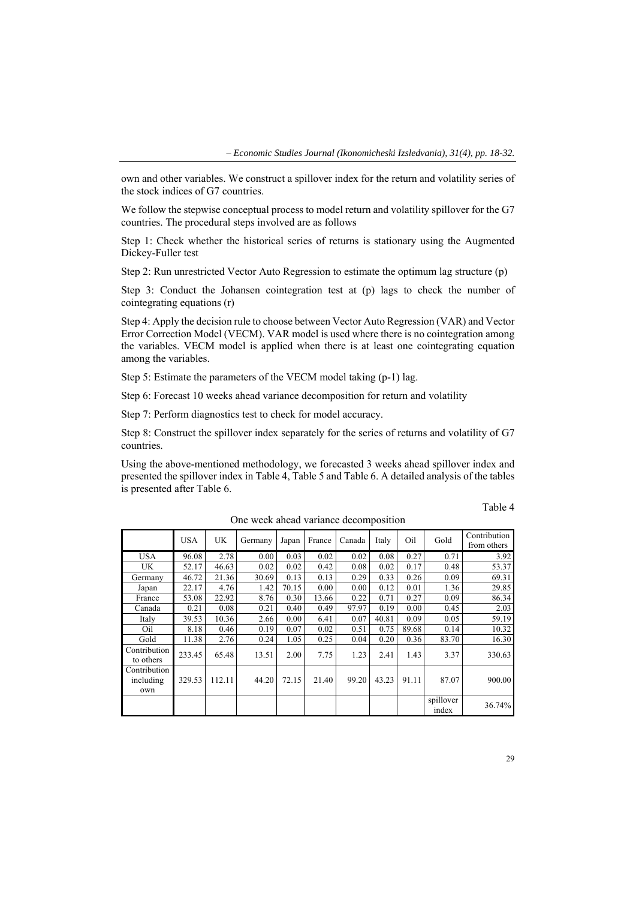own and other variables. We construct a spillover index for the return and volatility series of the stock indices of G7 countries.

We follow the stepwise conceptual process to model return and volatility spillover for the G7 countries. The procedural steps involved are as follows

Step 1: Check whether the historical series of returns is stationary using the Augmented Dickey-Fuller test

Step 2: Run unrestricted Vector Auto Regression to estimate the optimum lag structure (p)

Step 3: Conduct the Johansen cointegration test at (p) lags to check the number of cointegrating equations (r)

Step 4: Apply the decision rule to choose between Vector Auto Regression (VAR) and Vector Error Correction Model (VECM). VAR model is used where there is no cointegration among the variables. VECM model is applied when there is at least one cointegrating equation among the variables.

Step 5: Estimate the parameters of the VECM model taking (p-1) lag.

Step 6: Forecast 10 weeks ahead variance decomposition for return and volatility

Step 7: Perform diagnostics test to check for model accuracy.

Step 8: Construct the spillover index separately for the series of returns and volatility of G7 countries.

Using the above-mentioned methodology, we forecasted 3 weeks ahead spillover index and presented the spillover index in Table 4, Table 5 and Table 6. A detailed analysis of the tables is presented after Table 6.

Table 4

One week ahead variance decomposition

| | USA | UK | Germany | Japan | France | Canada | Italy | Oil | Gold | Contribution from others |
|---|---|---|---|---|---|---|---|---|---|---|
| USA | 96.08 | 2.78 | 0.00 | 0.03 | 0.02 | 0.02 | 0.08 | 0.27 | 0.71 | 3.92 |
| UK | 52.17 | 46.63 | 0.02 | 0.02 | 0.42 | 0.08 | 0.02 | 0.17 | 0.48 | 53.37 |
| Germany | 46.72 | 21.36 | 30.69 | 0.13 | 0.13 | 0.29 | 0.33 | 0.26 | 0.09 | 69.31 |
| Japan | 22.17 | 4.76 | 1.42 | 70.15 | 0.00 | 0.00 | 0.12 | 0.01 | 1.36 | 29.85 |
| France | 53.08 | 22.92 | 8.76 | 0.30 | 13.66 | 0.22 | 0.71 | 0.27 | 0.09 | 86.34 |
| Canada | 0.21 | 0.08 | 0.21 | 0.40 | 0.49 | 97.97 | 0.19 | 0.00 | 0.45 | 2.03 |
| Italy | 39.53 | 10.36 | 2.66 | 0.00 | 6.41 | 0.07 | 40.81 | 0.09 | 0.05 | 59.19 |
| Oil | 8.18 | 0.46 | 0.19 | 0.07 | 0.02 | 0.51 | 0.75 | 89.68 | 0.14 | 10.32 |
| Gold | 11.38 | 2.76 | 0.24 | 1.05 | 0.25 | 0.04 | 0.20 | 0.36 | 83.70 | 16.30 |
| Contribution to others | 233.45 | 65.48 | 13.51 | 2.00 | 7.75 | 1.23 | 2.41 | 1.43 | 3.37 | 330.63 |
| Contribution including own | 329.53 | 112.11 | 44.20 | 72.15 | 21.40 | 99.20 | 43.23 | 91.11 | 87.07 | 900.00 |
| | | | | | | | | | spillover index | 36.74% |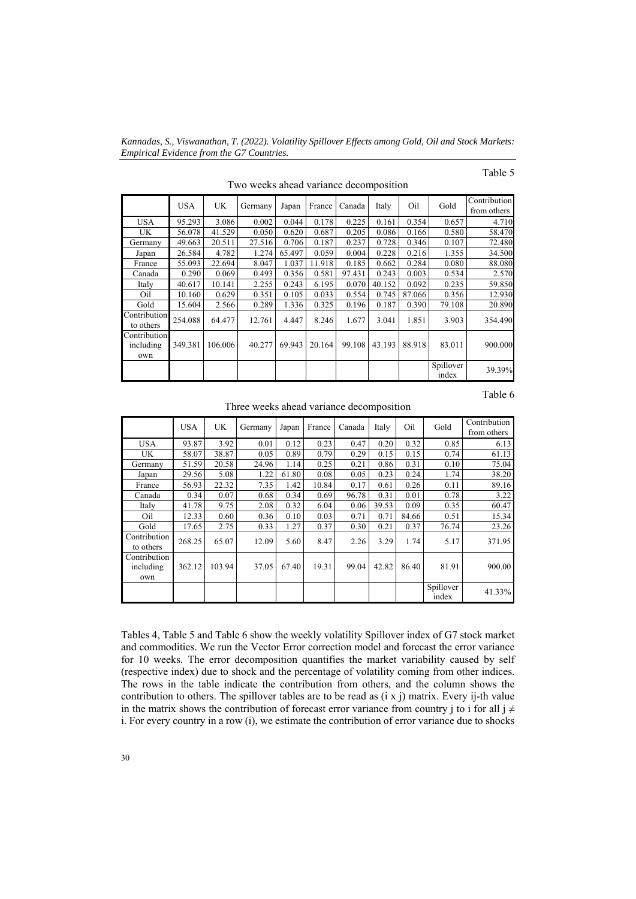Table 5

Two weeks ahead variance decomposition

| | USA | UK | Germany | Japan | France | Canada | Italy | Oil | Gold | Contribution from others |
|---|---|---|---|---|---|---|---|---|---|---|
| USA | 95.293 | 3.086 | 0.002 | 0.044 | 0.178 | 0.225 | 0.161 | 0.354 | 0.657 | 4.710 |
| UK | 56.078 | 41.529 | 0.050 | 0.620 | 0.687 | 0.205 | 0.086 | 0.166 | 0.580 | 58.470 |
| Germany | 49.663 | 20.511 | 27.516 | 0.706 | 0.187 | 0.237 | 0.728 | 0.346 | 0.107 | 72.480 |
| Japan | 26.584 | 4.782 | 1.274 | 65.497 | 0.059 | 0.004 | 0.228 | 0.216 | 1.355 | 34.500 |
| France | 55.093 | 22.694 | 8.047 | 1.037 | 11.918 | 0.185 | 0.662 | 0.284 | 0.080 | 88.080 |
| Canada | 0.290 | 0.069 | 0.493 | 0.356 | 0.581 | 97.431 | 0.243 | 0.003 | 0.534 | 2.570 |
| Italy | 40.617 | 10.141 | 2.255 | 0.243 | 6.195 | 0.070 | 40.152 | 0.092 | 0.235 | 59.850 |
| Oil | 10.160 | 0.629 | 0.351 | 0.105 | 0.033 | 0.554 | 0.745 | 87.066 | 0.356 | 12.930 |
| Gold | 15.604 | 2.566 | 0.289 | 1.336 | 0.325 | 0.196 | 0.187 | 0.390 | 79.108 | 20.890 |
| Contribution to others | 254.088 | 64.477 | 12.761 | 4.447 | 8.246 | 1.677 | 3.041 | 1.851 | 3.903 | 354.490 |
| Contribution including own | 349.381 | 106.006 | 40.277 | 69.943 | 20.164 | 99.108 | 43.193 | 88.918 | 83.011 | 900.000 |
| | | | | | | | | | Spillover index | 39.39% |

Table 6

Three weeks ahead variance decomposition

| | USA | UK | Germany | Japan | France | Canada | Italy | Oil | Gold | Contribution from others |
|---|---|---|---|---|---|---|---|---|---|---|
| USA | 93.87 | 3.92 | 0.01 | 0.12 | 0.23 | 0.47 | 0.20 | 0.32 | 0.85 | 6.13 |
| UK | 58.07 | 38.87 | 0.05 | 0.89 | 0.79 | 0.29 | 0.15 | 0.15 | 0.74 | 61.13 |
| Germany | 51.59 | 20.58 | 24.96 | 1.14 | 0.25 | 0.21 | 0.86 | 0.31 | 0.10 | 75.04 |
| Japan | 29.56 | 5.08 | 1.22 | 61.80 | 0.08 | 0.05 | 0.23 | 0.24 | 1.74 | 38.20 |
| France | 56.93 | 22.32 | 7.35 | 1.42 | 10.84 | 0.17 | 0.61 | 0.26 | 0.11 | 89.16 |
| Canada | 0.34 | 0.07 | 0.68 | 0.34 | 0.69 | 96.78 | 0.31 | 0.01 | 0.78 | 3.22 |
| Italy | 41.78 | 9.75 | 2.08 | 0.32 | 6.04 | 0.06 | 39.53 | 0.09 | 0.35 | 60.47 |
| Oil | 12.33 | 0.60 | 0.36 | 0.10 | 0.03 | 0.71 | 0.71 | 84.66 | 0.51 | 15.34 |
| Gold | 17.65 | 2.75 | 0.33 | 1.27 | 0.37 | 0.30 | 0.21 | 0.37 | 76.74 | 23.26 |
| Contribution to others | 268.25 | 65.07 | 12.09 | 5.60 | 8.47 | 2.26 | 3.29 | 1.74 | 5.17 | 371.95 |
| Contribution including own | 362.12 | 103.94 | 37.05 | 67.40 | 19.31 | 99.04 | 42.82 | 86.40 | 81.91 | 900.00 |
| | | | | | | | | | Spillover index | 41.33% |

Tables 4, Table 5 and Table 6 show the weekly volatility Spillover index of G7 stock market and commodities. We run the Vector Error correction model and forecast the error variance for 10 weeks. The error decomposition quantifies the market variability caused by self (respective index) due to shock and the percentage of volatility coming from other indices. The rows in the table indicate the contribution from others, and the column shows the contribution to others. The spillover tables are to be read as (i x j) matrix. Every ij-th value in the matrix shows the contribution of forecast error variance from country j to i for all $j \neq i$. For every country in a row (i), we estimate the contribution of error variance due to shocks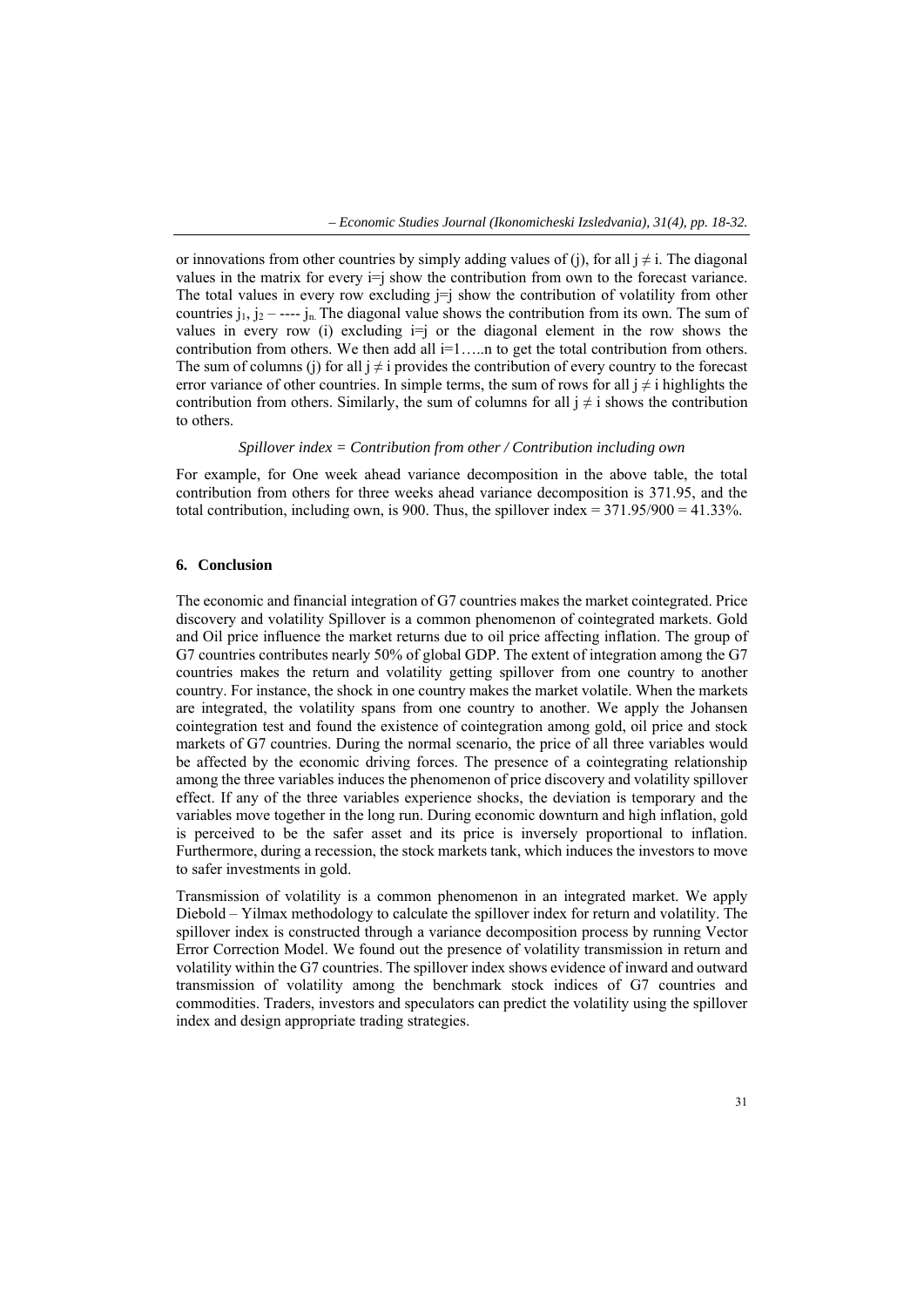or innovations from other countries by simply adding values of (j), for all $j \neq i$. The diagonal values in the matrix for every i=j show the contribution from own to the forecast variance. The total values in every row excluding j=j show the contribution of volatility from other countries $j_1, j_2$ – ---- $j_n$. The diagonal value shows the contribution from its own. The sum of values in every row (i) excluding i=j or the diagonal element in the row shows the contribution from others. We then add all i=1…..n to get the total contribution from others. The sum of columns (j) for all $j \neq i$ provides the contribution of every country to the forecast error variance of other countries. In simple terms, the sum of rows for all $j \neq i$ highlights the contribution from others. Similarly, the sum of columns for all $j \neq i$ shows the contribution to others.

*Spillover index = Contribution from other / Contribution including own*

For example, for One week ahead variance decomposition in the above table, the total contribution from others for three weeks ahead variance decomposition is 371.95, and the total contribution, including own, is 900. Thus, the spillover index = 371.95/900 = 41.33%.

## 6. Conclusion

The economic and financial integration of G7 countries makes the market cointegrated. Price discovery and volatility Spillover is a common phenomenon of cointegrated markets. Gold and Oil price influence the market returns due to oil price affecting inflation. The group of G7 countries contributes nearly 50% of global GDP. The extent of integration among the G7 countries makes the return and volatility getting spillover from one country to another country. For instance, the shock in one country makes the market volatile. When the markets are integrated, the volatility spans from one country to another. We apply the Johansen cointegration test and found the existence of cointegration among gold, oil price and stock markets of G7 countries. During the normal scenario, the price of all three variables would be affected by the economic driving forces. The presence of a cointegrating relationship among the three variables induces the phenomenon of price discovery and volatility spillover effect. If any of the three variables experience shocks, the deviation is temporary and the variables move together in the long run. During economic downturn and high inflation, gold is perceived to be the safer asset and its price is inversely proportional to inflation. Furthermore, during a recession, the stock markets tank, which induces the investors to move to safer investments in gold.

Transmission of volatility is a common phenomenon in an integrated market. We apply Diebold – Yilmax methodology to calculate the spillover index for return and volatility. The spillover index is constructed through a variance decomposition process by running Vector Error Correction Model. We found out the presence of volatility transmission in return and volatility within the G7 countries. The spillover index shows evidence of inward and outward transmission of volatility among the benchmark stock indices of G7 countries and commodities. Traders, investors and speculators can predict the volatility using the spillover index and design appropriate trading strategies.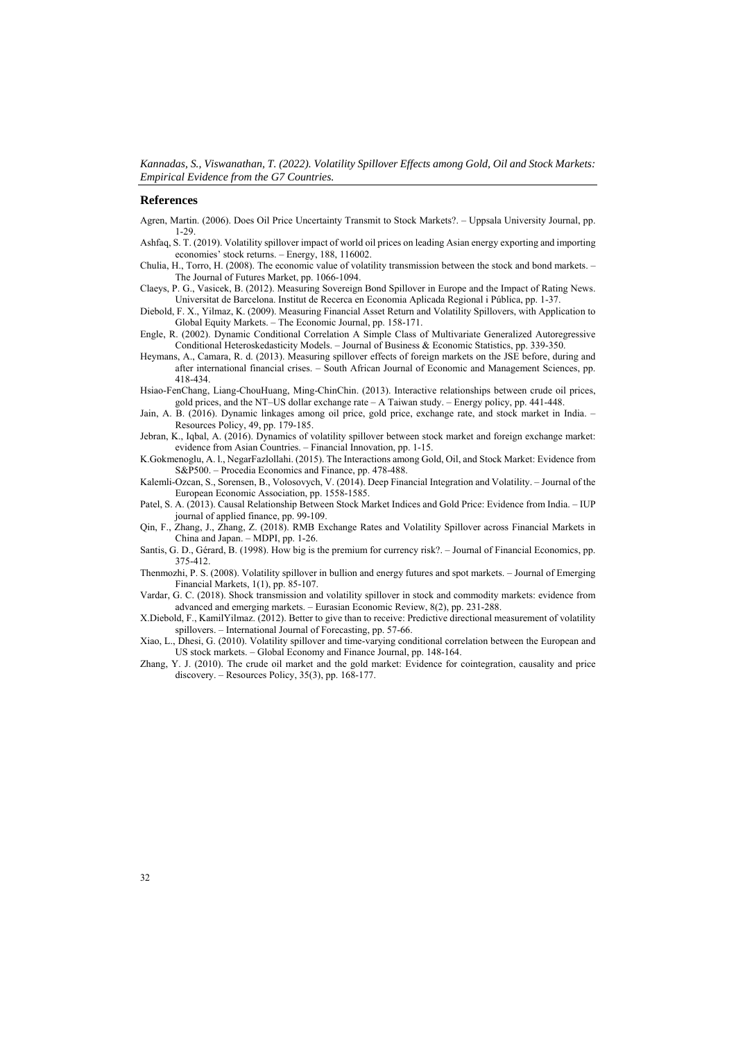## References

Agren, Martin. (2006). Does Oil Price Uncertainty Transmit to Stock Markets?. – Uppsala University Journal, pp. 1-29.

Ashfaq, S. T. (2019). Volatility spillover impact of world oil prices on leading Asian energy exporting and importing economies' stock returns. – Energy, 188, 116002.

Chulia, H., Torro, H. (2008). The economic value of volatility transmission between the stock and bond markets. – The Journal of Futures Market, pp. 1066-1094.

Claeys, P. G., Vasicek, B. (2012). Measuring Sovereign Bond Spillover in Europe and the Impact of Rating News. Universitat de Barcelona. Institut de Recerca en Economia Aplicada Regional i Pública, pp. 1-37.

Diebold, F. X., Yilmaz, K. (2009). Measuring Financial Asset Return and Volatility Spillovers, with Application to Global Equity Markets. – The Economic Journal, pp. 158-171.

Engle, R. (2002). Dynamic Conditional Correlation A Simple Class of Multivariate Generalized Autoregressive Conditional Heteroskedasticity Models. – Journal of Business & Economic Statistics, pp. 339-350.

Heymans, A., Camara, R. d. (2013). Measuring spillover effects of foreign markets on the JSE before, during and after international financial crises. – South African Journal of Economic and Management Sciences, pp. 418-434.

Hsiao-FenChang, Liang-ChouHuang, Ming-ChinChin. (2013). Interactive relationships between crude oil prices, gold prices, and the NT–US dollar exchange rate – A Taiwan study. – Energy policy, pp. 441-448.

Jain, A. B. (2016). Dynamic linkages among oil price, gold price, exchange rate, and stock market in India. – Resources Policy, 49, pp. 179-185.

Jebran, K., Iqbal, A. (2016). Dynamics of volatility spillover between stock market and foreign exchange market: evidence from Asian Countries. – Financial Innovation, pp. 1-15.

K.Gokmenoglu, A. l., NegarFazlollahi. (2015). The Interactions among Gold, Oil, and Stock Market: Evidence from S&P500. – Procedia Economics and Finance, pp. 478-488.

Kalemli-Ozcan, S., Sorensen, B., Volosovych, V. (2014). Deep Financial Integration and Volatility. – Journal of the European Economic Association, pp. 1558-1585.

Patel, S. A. (2013). Causal Relationship Between Stock Market Indices and Gold Price: Evidence from India. – IUP journal of applied finance, pp. 99-109.

Qin, F., Zhang, J., Zhang, Z. (2018). RMB Exchange Rates and Volatility Spillover across Financial Markets in China and Japan. – MDPI, pp. 1-26.

Santis, G. D., Gérard, B. (1998). How big is the premium for currency risk?. – Journal of Financial Economics, pp. 375-412.

Thenmozhi, P. S. (2008). Volatility spillover in bullion and energy futures and spot markets. – Journal of Emerging Financial Markets, 1(1), pp. 85-107.

Vardar, G. C. (2018). Shock transmission and volatility spillover in stock and commodity markets: evidence from advanced and emerging markets. – Eurasian Economic Review, 8(2), pp. 231-288.

X.Diebold, F., KamilYilmaz. (2012). Better to give than to receive: Predictive directional measurement of volatility spillovers. – International Journal of Forecasting, pp. 57-66.

Xiao, L., Dhesi, G. (2010). Volatility spillover and time-varying conditional correlation between the European and US stock markets. – Global Economy and Finance Journal, pp. 148-164.

Zhang, Y. J. (2010). The crude oil market and the gold market: Evidence for cointegration, causality and price discovery. – Resources Policy, 35(3), pp. 168-177.